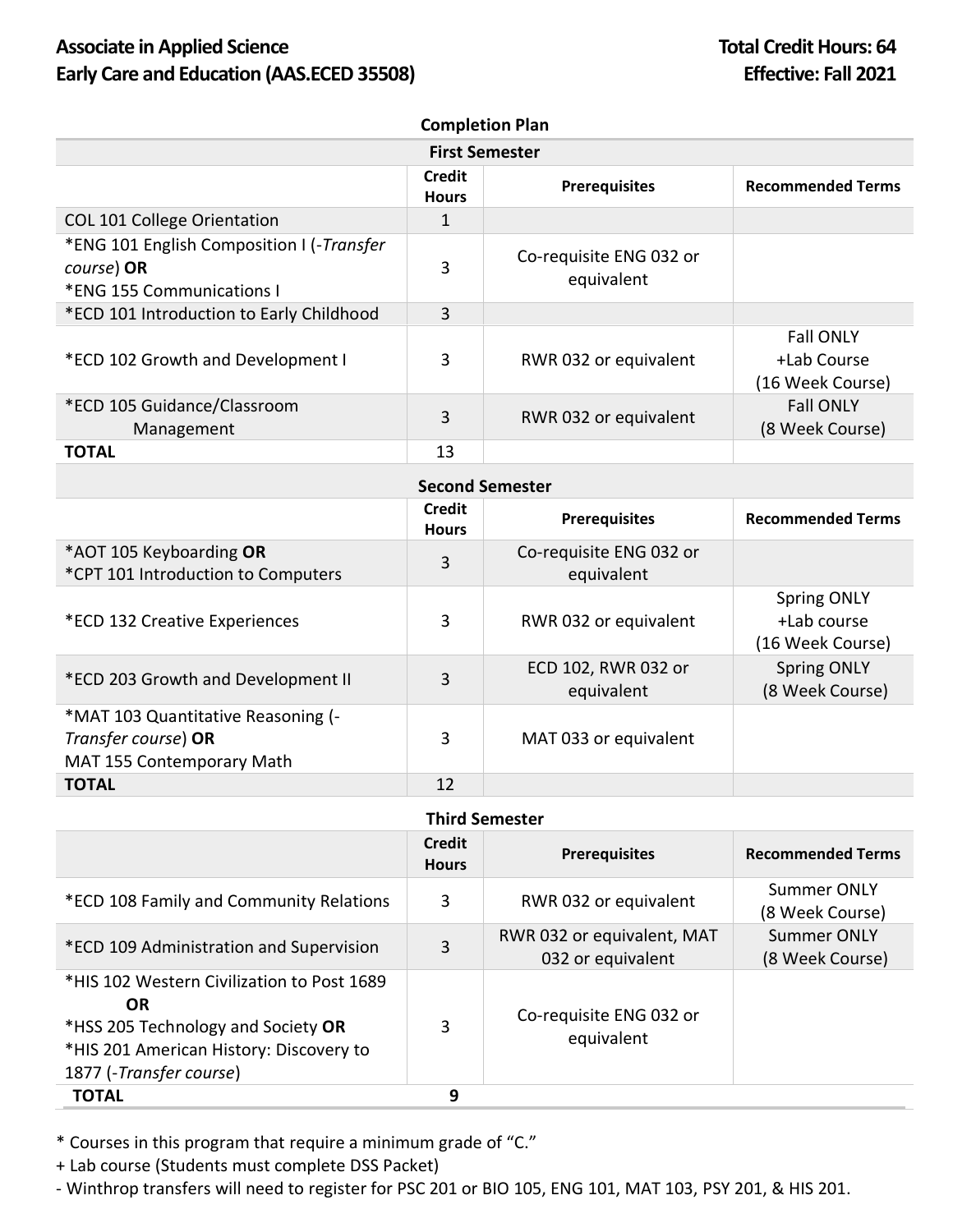**Associate in Applied Science**
**Early Care and Education (AAS.ECED 35508)**

**Total Credit Hours: 64**
**Effective: Fall 2021**

## Completion Plan

### First Semester

| | Credit Hours | Prerequisites | Recommended Terms |
|---|---|---|---|
| COL 101 College Orientation | 1 | | |
| *ENG 101 English Composition I (-*Transfer course*) **OR** *ENG 155 Communications I | 3 | Co-requisite ENG 032 or equivalent | |
| *ECD 101 Introduction to Early Childhood | 3 | | |
| *ECD 102 Growth and Development I | 3 | RWR 032 or equivalent | Fall ONLY +Lab Course (16 Week Course) |
| *ECD 105 Guidance/Classroom Management | 3 | RWR 032 or equivalent | Fall ONLY (8 Week Course) |
| **TOTAL** | 13 | | |

### Second Semester

| | Credit Hours | Prerequisites | Recommended Terms |
|---|---|---|---|
| *AOT 105 Keyboarding **OR** *CPT 101 Introduction to Computers | 3 | Co-requisite ENG 032 or equivalent | |
| *ECD 132 Creative Experiences | 3 | RWR 032 or equivalent | Spring ONLY +Lab course (16 Week Course) |
| *ECD 203 Growth and Development II | 3 | ECD 102, RWR 032 or equivalent | Spring ONLY (8 Week Course) |
| *MAT 103 Quantitative Reasoning (-*Transfer course*) **OR** MAT 155 Contemporary Math | 3 | MAT 033 or equivalent | |
| **TOTAL** | 12 | | |

### Third Semester

| | Credit Hours | Prerequisites | Recommended Terms |
|---|---|---|---|
| *ECD 108 Family and Community Relations | 3 | RWR 032 or equivalent | Summer ONLY (8 Week Course) |
| *ECD 109 Administration and Supervision | 3 | RWR 032 or equivalent, MAT 032 or equivalent | Summer ONLY (8 Week Course) |
| *HIS 102 Western Civilization to Post 1689 **OR** *HSS 205 Technology and Society **OR** *HIS 201 American History: Discovery to 1877 (-*Transfer course*) | 3 | Co-requisite ENG 032 or equivalent | |
| **TOTAL** | 9 | | |

* Courses in this program that require a minimum grade of "C."

+ Lab course (Students must complete DSS Packet)

- Winthrop transfers will need to register for PSC 201 or BIO 105, ENG 101, MAT 103, PSY 201, & HIS 201.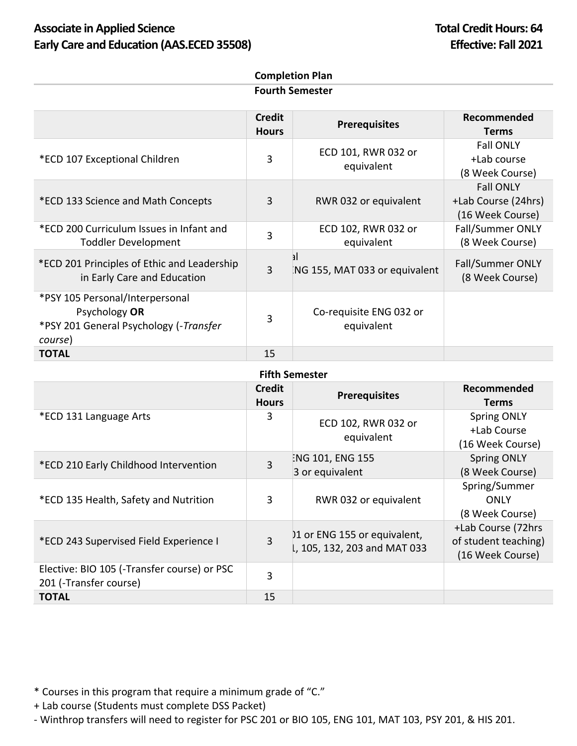**Associate in Applied Science**
**Early Care and Education (AAS.ECED 35508)**

**Total Credit Hours: 64**
**Effective: Fall 2021**

**Completion Plan**

**Fourth Semester**

| | Credit Hours | Prerequisites | Recommended Terms |
|---|---|---|---|
| *ECD 107 Exceptional Children | 3 | ECD 101, RWR 032 or equivalent | Fall ONLY +Lab course (8 Week Course) |
| *ECD 133 Science and Math Concepts | 3 | RWR 032 or equivalent | Fall ONLY +Lab Course (24hrs) (16 Week Course) |
| *ECD 200 Curriculum Issues in Infant and Toddler Development | 3 | ECD 102, RWR 032 or equivalent | Fall/Summer ONLY (8 Week Course) |
| *ECD 201 Principles of Ethic and Leadership in Early Care and Education | 3 | al NG 155, MAT 033 or equivalent | Fall/Summer ONLY (8 Week Course) |
| *PSY 105 Personal/Interpersonal Psychology **OR** *PSY 201 General Psychology (-*Transfer course*) | 3 | Co-requisite ENG 032 or equivalent | |
| **TOTAL** | 15 | | |

**Fifth Semester**

| | Credit Hours | Prerequisites | Recommended Terms |
|---|---|---|---|
| *ECD 131 Language Arts | 3 | ECD 102, RWR 032 or equivalent | Spring ONLY +Lab Course (16 Week Course) |
| *ECD 210 Early Childhood Intervention | 3 | NG 101, ENG 155 3 or equivalent | Spring ONLY (8 Week Course) |
| *ECD 135 Health, Safety and Nutrition | 3 | RWR 032 or equivalent | Spring/Summer ONLY (8 Week Course) |
| *ECD 243 Supervised Field Experience I | 3 | )1 or ENG 155 or equivalent, l, 105, 132, 203 and MAT 033 | +Lab Course (72hrs of student teaching) (16 Week Course) |
| Elective: BIO 105 (-Transfer course) or PSC 201 (-Transfer course) | 3 | | |
| **TOTAL** | 15 | | |

\* Courses in this program that require a minimum grade of "C."

\+ Lab course (Students must complete DSS Packet)

\- Winthrop transfers will need to register for PSC 201 or BIO 105, ENG 101, MAT 103, PSY 201, & HIS 201.